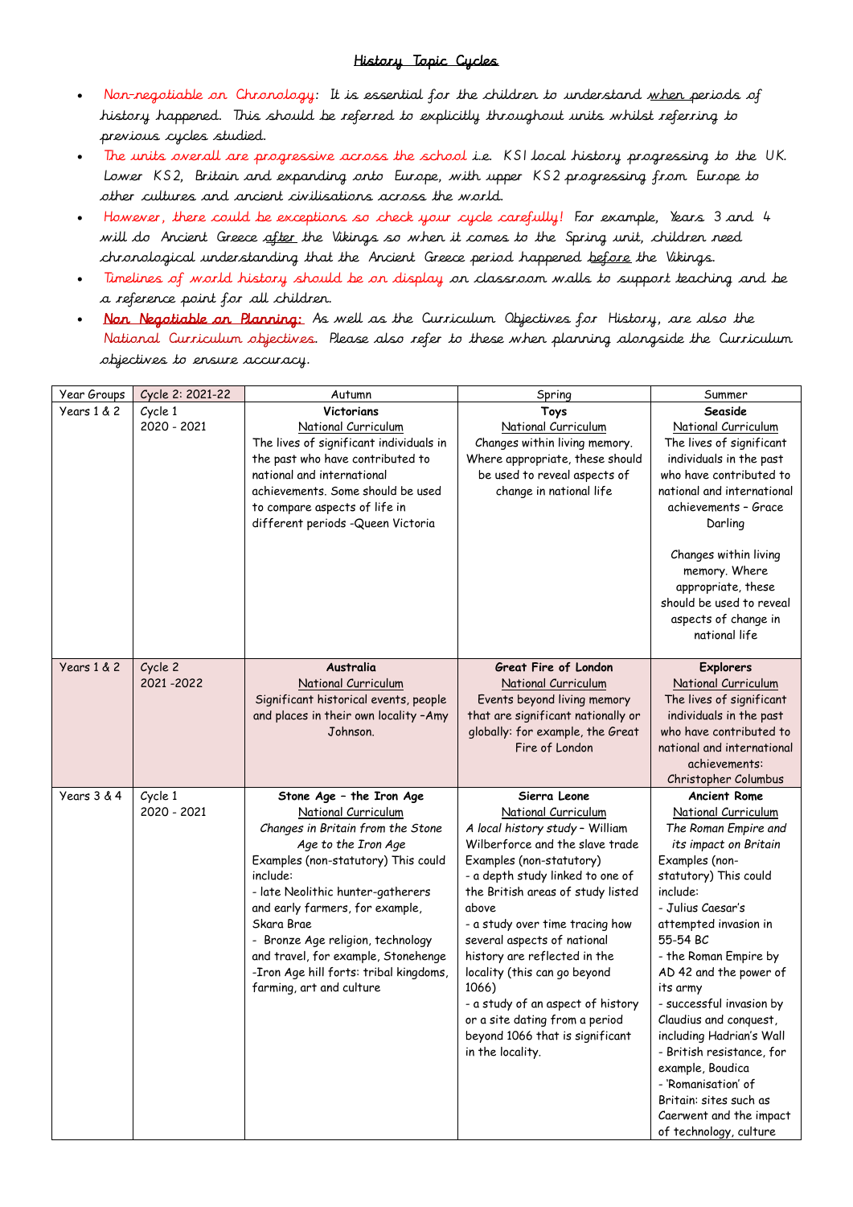# History Topic Cycles

- Non-negotiable on Chronology: It is essential for the children to understand when periods of history happened. This should be referred to explicitly throughout units whilst referring to previous cycles studied.
- The units overall are progressive across the school i.e. KS1 local history progressing to the UK. Lower KS2, Britain and expanding onto Europe, with upper KS2 progressing from Europe to other cultures and ancient civilisations across the world.
- However, there could be exceptions so check your cycle carefully! For example, Years 3 and 4 will do Ancient Greece after the Vikings so when it comes to the Spring unit, children need chronological understanding that the Ancient Greece period happened before the Vikings.
- Timelines of world history should be on display on classroom walls to support teaching and be a reference point for all children.
- **Non Negotiable on Planning:** As well as the Curriculum Objectives for History, are also the National Curriculum objectives. Please also refer to these when planning alongside the Curriculum objectives to ensure accuracy.

| Year Groups | Cycle 2: 2021-22 | Autumn | Spring | Summer |
|---|---|---|---|---|
| Years 1 & 2 | Cycle 1 2020 - 2021 | **Victorians** National Curriculum The lives of significant individuals in the past who have contributed to national and international achievements. Some should be used to compare aspects of life in different periods -Queen Victoria | **Toys** National Curriculum Changes within living memory. Where appropriate, these should be used to reveal aspects of change in national life | **Seaside** National Curriculum The lives of significant individuals in the past who have contributed to national and international achievements – Grace Darling<br><br>Changes within living memory. Where appropriate, these should be used to reveal aspects of change in national life |
| Years 1 & 2 | Cycle 2 2021 -2022 | **Australia** National Curriculum Significant historical events, people and places in their own locality –Amy Johnson. | **Great Fire of London** National Curriculum Events beyond living memory that are significant nationally or globally: for example, the Great Fire of London | **Explorers** National Curriculum The lives of significant individuals in the past who have contributed to national and international achievements: Christopher Columbus |
| Years 3 & 4 | Cycle 1 2020 - 2021 | **Stone Age – the Iron Age** National Curriculum *Changes in Britain from the Stone Age to the Iron Age* Examples (non-statutory) This could include:<br>- late Neolithic hunter-gatherers and early farmers, for example, Skara Brae<br>- Bronze Age religion, technology and travel, for example, Stonehenge<br>-Iron Age hill forts: tribal kingdoms, farming, art and culture | **Sierra Leone** National Curriculum *A local history study – William Wilberforce and the slave trade* Examples (non-statutory)<br>- a depth study linked to one of the British areas of study listed above<br>- a study over time tracing how several aspects of national history are reflected in the locality (this can go beyond 1066)<br>- a study of an aspect of history or a site dating from a period beyond 1066 that is significant in the locality. | **Ancient Rome** National Curriculum *The Roman Empire and its impact on Britain* Examples (non-statutory) This could include:<br>- Julius Caesar's attempted invasion in 55-54 BC<br>- the Roman Empire by AD 42 and the power of its army<br>- successful invasion by Claudius and conquest, including Hadrian's Wall<br>- British resistance, for example, Boudica<br>- 'Romanisation' of Britain: sites such as Caerwent and the impact of technology, culture |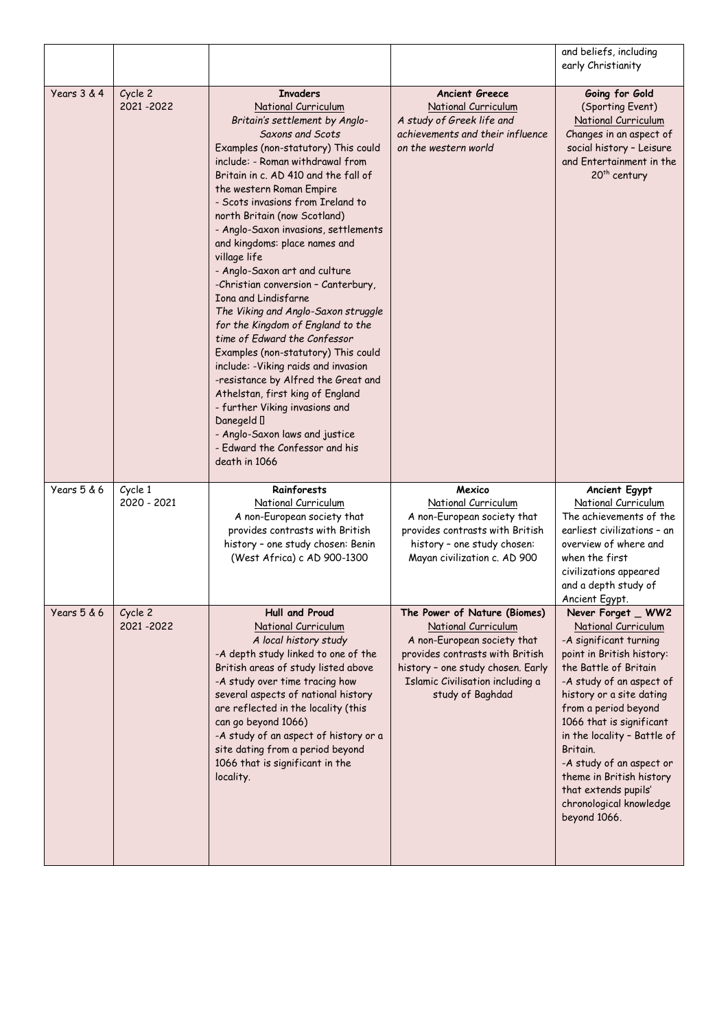| | | | | |
|---|---|---|---|---|
| | | | | and beliefs, including early Christianity |
| Years 3 & 4 | Cycle 2<br>2021 -2022 | **Invaders**<br>National Curriculum<br>*Britain's settlement by Anglo-Saxons and Scots*<br>Examples (non-statutory) This could include: - Roman withdrawal from Britain in c. AD 410 and the fall of the western Roman Empire<br>- Scots invasions from Ireland to north Britain (now Scotland)<br>- Anglo-Saxon invasions, settlements and kingdoms: place names and village life<br>- Anglo-Saxon art and culture<br>-Christian conversion – Canterbury, Iona and Lindisfarne<br>*The Viking and Anglo-Saxon struggle for the Kingdom of England to the time of Edward the Confessor*<br>Examples (non-statutory) This could include: -Viking raids and invasion<br>-resistance by Alfred the Great and Athelstan, first king of England<br>- further Viking invasions and Danegeld <br>- Anglo-Saxon laws and justice<br>- Edward the Confessor and his death in 1066 | **Ancient Greece**<br>National Curriculum<br>*A study of Greek life and achievements and their influence on the western world* | **Going for Gold**<br>(Sporting Event)<br>National Curriculum<br>Changes in an aspect of social history – Leisure and Entertainment in the 20th century |
| Years 5 & 6 | Cycle 1<br>2020 - 2021 | **Rainforests**<br>National Curriculum<br>A non-European society that provides contrasts with British history – one study chosen: Benin (West Africa) c AD 900-1300 | **Mexico**<br>National Curriculum<br>A non-European society that provides contrasts with British history – one study chosen: Mayan civilization c. AD 900 | **Ancient Egypt**<br>National Curriculum<br>The achievements of the earliest civilizations – an overview of where and when the first civilizations appeared and a depth study of Ancient Egypt. |
| Years 5 & 6 | Cycle 2<br>2021 -2022 | **Hull and Proud**<br>National Curriculum<br>*A local history study*<br>-A depth study linked to one of the British areas of study listed above<br>-A study over time tracing how several aspects of national history are reflected in the locality (this can go beyond 1066)<br>-A study of an aspect of history or a site dating from a period beyond 1066 that is significant in the locality. | **The Power of Nature (Biomes)**<br>National Curriculum<br>A non-European society that provides contrasts with British history – one study chosen. Early Islamic Civilisation including a study of Baghdad | **Never Forget _ WW2**<br>National Curriculum<br>-A significant turning point in British history: the Battle of Britain<br>-A study of an aspect of history or a site dating from a period beyond 1066 that is significant in the locality – Battle of Britain.<br>-A study of an aspect or theme in British history that extends pupils' chronological knowledge beyond 1066. |